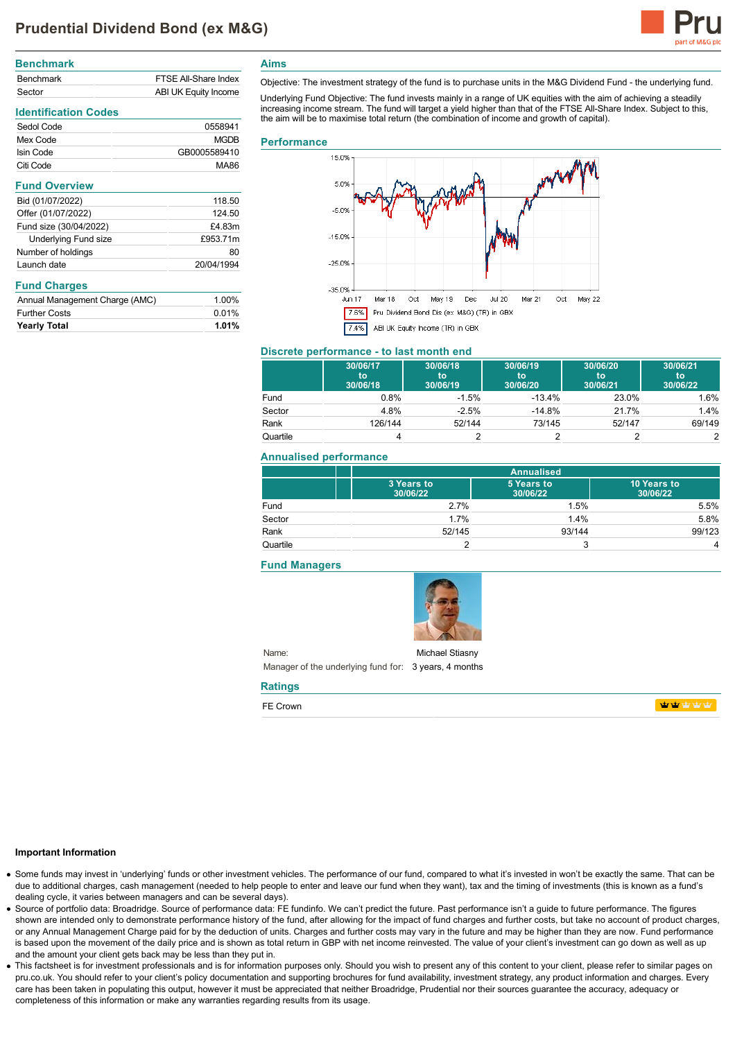# Prudential Dividend Bond (ex M&G)

## Benchmark

| | |
|---|---|
| Benchmark | FTSE All-Share Index |
| Sector | ABI UK Equity Income |

## Identification Codes

| | |
|---|---|
| Sedol Code | 0558941 |
| Mex Code | MGDB |
| Isin Code | GB0005589410 |
| Citi Code | MA86 |

## Fund Overview

| | |
|---|---|
| Bid (01/07/2022) | 118.50 |
| Offer (01/07/2022) | 124.50 |
| Fund size (30/04/2022) | £4.83m |
| Underlying Fund size | £953.71m |
| Number of holdings | 80 |
| Launch date | 20/04/1994 |

## Fund Charges

| | |
|---|---|
| Annual Management Charge (AMC) | 1.00% |
| Further Costs | 0.01% |
| **Yearly Total** | **1.01%** |

## Aims

Objective: The investment strategy of the fund is to purchase units in the M&G Dividend Fund - the underlying fund.

Underlying Fund Objective: The fund invests mainly in a range of UK equities with the aim of achieving a steadily increasing income stream. The fund will target a yield higher than that of the FTSE All-Share Index. Subject to this, the aim will be to maximise total return (the combination of income and growth of capital).

## Performance

7.6% Pru Dividend Bond Dis (ex M&G) (TR) in GBX

7.4% ABI UK Equity Income (TR) in GBX

## Discrete performance - to last month end

| | 30/06/17 to 30/06/18 | 30/06/18 to 30/06/19 | 30/06/19 to 30/06/20 | 30/06/20 to 30/06/21 | 30/06/21 to 30/06/22 |
|---|---|---|---|---|---|
| Fund | 0.8% | -1.5% | -13.4% | 23.0% | 1.6% |
| Sector | 4.8% | -2.5% | -14.8% | 21.7% | 1.4% |
| Rank | 126/144 | 52/144 | 73/145 | 52/147 | 69/149 |
| Quartile | 4 | 2 | 2 | 2 | 2 |

## Annualised performance

| | Annualised | | |
|---|---|---|---|
| | 3 Years to 30/06/22 | 5 Years to 30/06/22 | 10 Years to 30/06/22 |
| Fund | 2.7% | 1.5% | 5.5% |
| Sector | 1.7% | 1.4% | 5.8% |
| Rank | 52/145 | 93/144 | 99/123 |
| Quartile | 2 | 3 | 4 |

## Fund Managers

Name: Michael Stiasny

Manager of the underlying fund for: 3 years, 4 months

## Ratings

FE Crown

### Important Information

- Some funds may invest in 'underlying' funds or other investment vehicles. The performance of our fund, compared to what it's invested in won't be exactly the same. That can be due to additional charges, cash management (needed to help people to enter and leave our fund when they want), tax and the timing of investments (this is known as a fund's dealing cycle, it varies between managers and can be several days).
- Source of portfolio data: Broadridge. Source of performance data: FE fundinfo. We can't predict the future. Past performance isn't a guide to future performance. The figures shown are intended only to demonstrate performance history of the fund, after allowing for the impact of fund charges and further costs, but take no account of product charges, or any Annual Management Charge paid for by the deduction of units. Charges and further costs may vary in the future and may be higher than they are now. Fund performance is based upon the movement of the daily price and is shown as total return in GBP with net income reinvested. The value of your client's investment can go down as well as up and the amount your client gets back may be less than they put in.
- This factsheet is for investment professionals and is for information purposes only. Should you wish to present any of this content to your client, please refer to similar pages on pru.co.uk. You should refer to your client's policy documentation and supporting brochures for fund availability, investment strategy, any product information and charges. Every care has been taken in populating this output, however it must be appreciated that neither Broadridge, Prudential nor their sources guarantee the accuracy, adequacy or completeness of this information or make any warranties regarding results from its usage.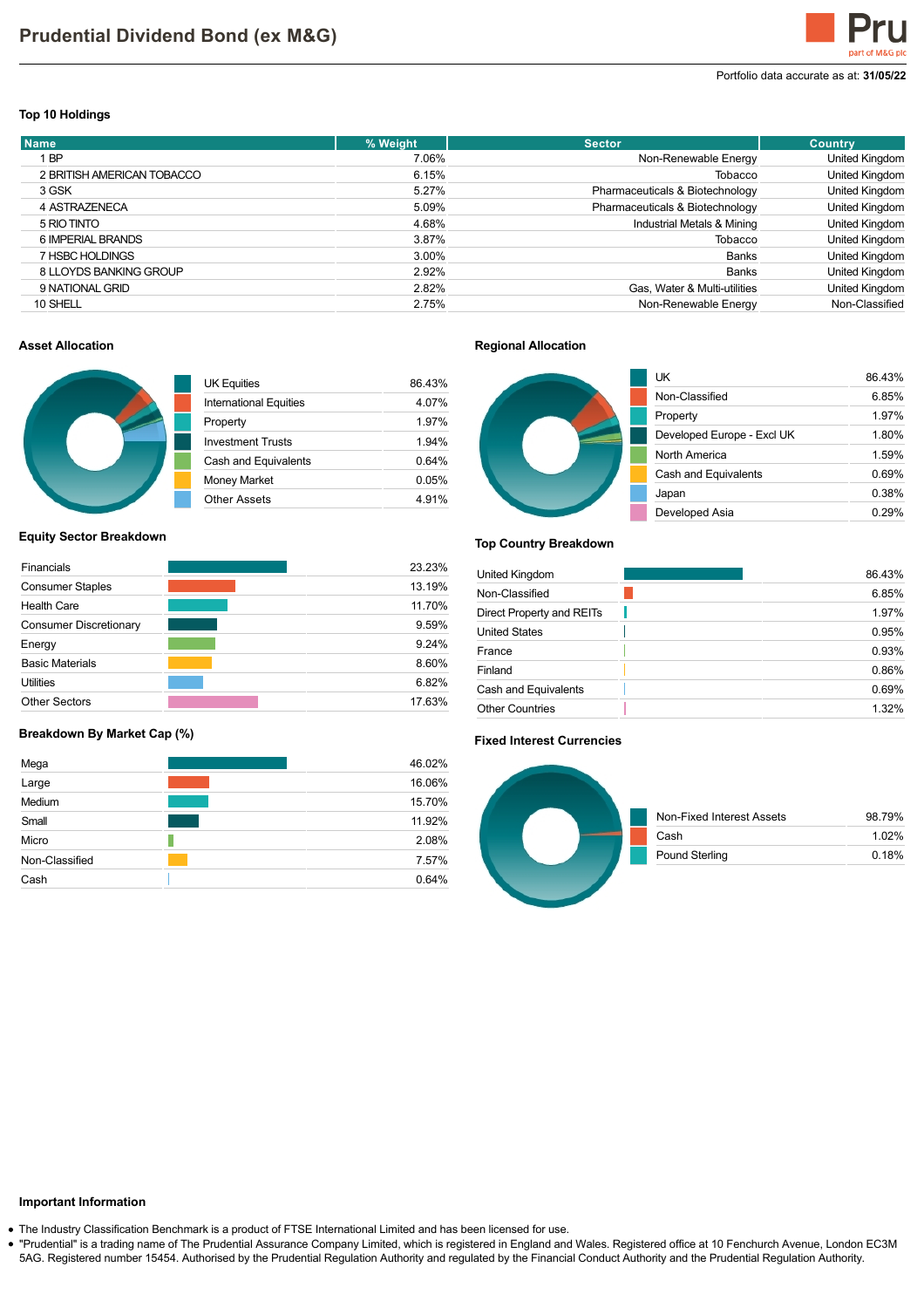# Prudential Dividend Bond (ex M&G)

Portfolio data accurate as at: **31/05/22**

## Top 10 Holdings

| Name | % Weight | Sector | Country |
|---|---|---|---|
| 1 BP | 7.06% | Non-Renewable Energy | United Kingdom |
| 2 BRITISH AMERICAN TOBACCO | 6.15% | Tobacco | United Kingdom |
| 3 GSK | 5.27% | Pharmaceuticals & Biotechnology | United Kingdom |
| 4 ASTRAZENECA | 5.09% | Pharmaceuticals & Biotechnology | United Kingdom |
| 5 RIO TINTO | 4.68% | Industrial Metals & Mining | United Kingdom |
| 6 IMPERIAL BRANDS | 3.87% | Tobacco | United Kingdom |
| 7 HSBC HOLDINGS | 3.00% | Banks | United Kingdom |
| 8 LLOYDS BANKING GROUP | 2.92% | Banks | United Kingdom |
| 9 NATIONAL GRID | 2.82% | Gas, Water & Multi-utilities | United Kingdom |
| 10 SHELL | 2.75% | Non-Renewable Energy | Non-Classified |

## Asset Allocation

UK Equities 86.43%
International Equities 4.07%
Property 1.97%
Investment Trusts 1.94%
Cash and Equivalents 0.64%
Money Market 0.05%
Other Assets 4.91%

## Regional Allocation

UK 86.43%
Non-Classified 6.85%
Property 1.97%
Developed Europe - Excl UK 1.80%
North America 1.59%
Cash and Equivalents 0.69%
Japan 0.38%
Developed Asia 0.29%

## Equity Sector Breakdown

Financials 23.23%
Consumer Staples 13.19%
Health Care 11.70%
Consumer Discretionary 9.59%
Energy 9.24%
Basic Materials 8.60%
Utilities 6.82%
Other Sectors 17.63%

## Top Country Breakdown

United Kingdom 86.43%
Non-Classified 6.85%
Direct Property and REITs 1.97%
United States 0.95%
France 0.93%
Finland 0.86%
Cash and Equivalents 0.69%
Other Countries 1.32%

## Breakdown By Market Cap (%)

Mega 46.02%
Large 16.06%
Medium 15.70%
Small 11.92%
Micro 2.08%
Non-Classified 7.57%
Cash 0.64%

## Fixed Interest Currencies

Non-Fixed Interest Assets 98.79%
Cash 1.02%
Pound Sterling 0.18%

## Important Information

- The Industry Classification Benchmark is a product of FTSE International Limited and has been licensed for use.
- "Prudential" is a trading name of The Prudential Assurance Company Limited, which is registered in England and Wales. Registered office at 10 Fenchurch Avenue, London EC3M 5AG. Registered number 15454. Authorised by the Prudential Regulation Authority and regulated by the Financial Conduct Authority and the Prudential Regulation Authority.